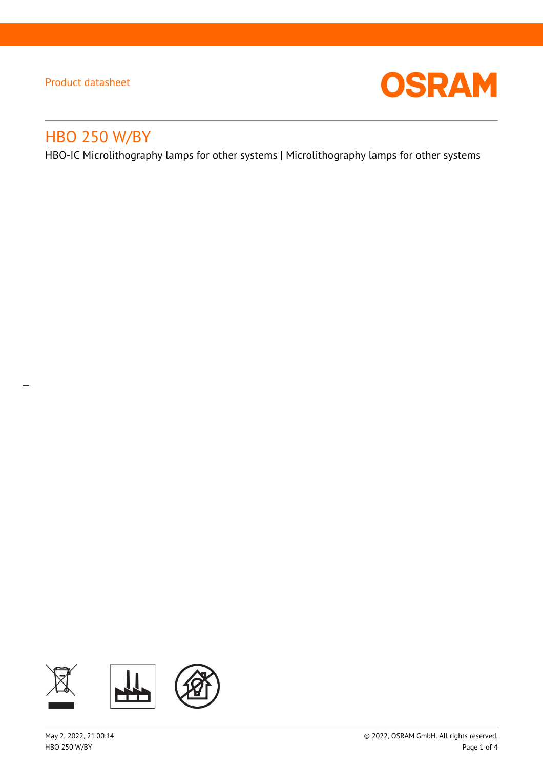Product datasheet

# HBO 250 W/BY

HBO-IC Microlithography lamps for other systems | Microlithography lamps for other systems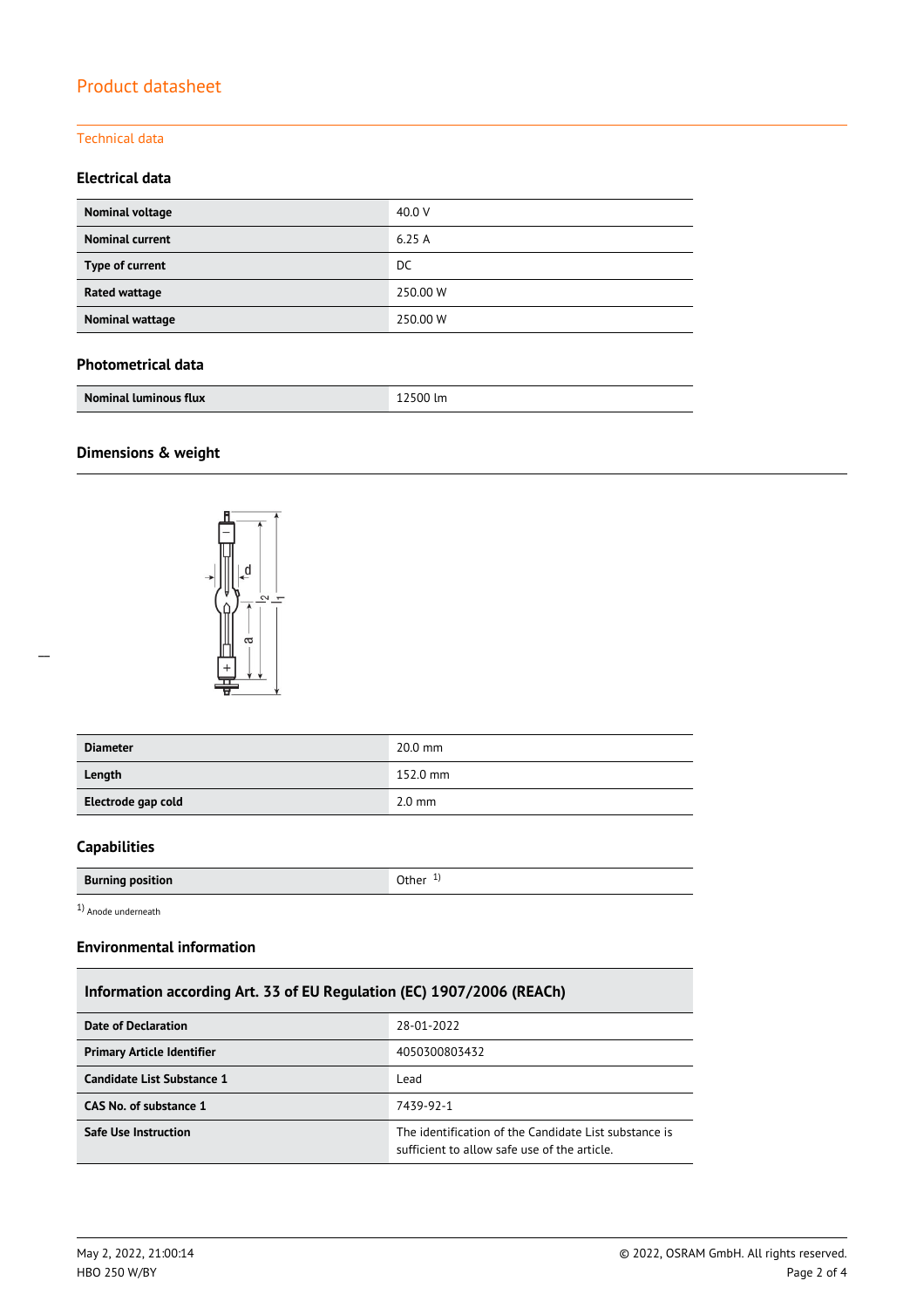Product datasheet

Technical data

### Electrical data

| Nominal voltage | 40.0 V |
|---|---|
| Nominal current | 6.25 A |
| Type of current | DC |
| Rated wattage | 250.00 W |
| Nominal wattage | 250.00 W |

### Photometrical data

| Nominal luminous flux | 12500 lm |
|---|---|

### Dimensions & weight

| Diameter | 20.0 mm |
|---|---|
| Length | 152.0 mm |
| Electrode gap cold | 2.0 mm |

### Capabilities

| Burning position | Other [1] |
|---|---|

[1] Anode underneath

### Environmental information

| Information according Art. 33 of EU Regulation (EC) 1907/2006 (REACh) | |
|---|---|
| Date of Declaration | 28-01-2022 |
| Primary Article Identifier | 4050300803432 |
| Candidate List Substance 1 | Lead |
| CAS No. of substance 1 | 7439-92-1 |
| Safe Use Instruction | The identification of the Candidate List substance is sufficient to allow safe use of the article. |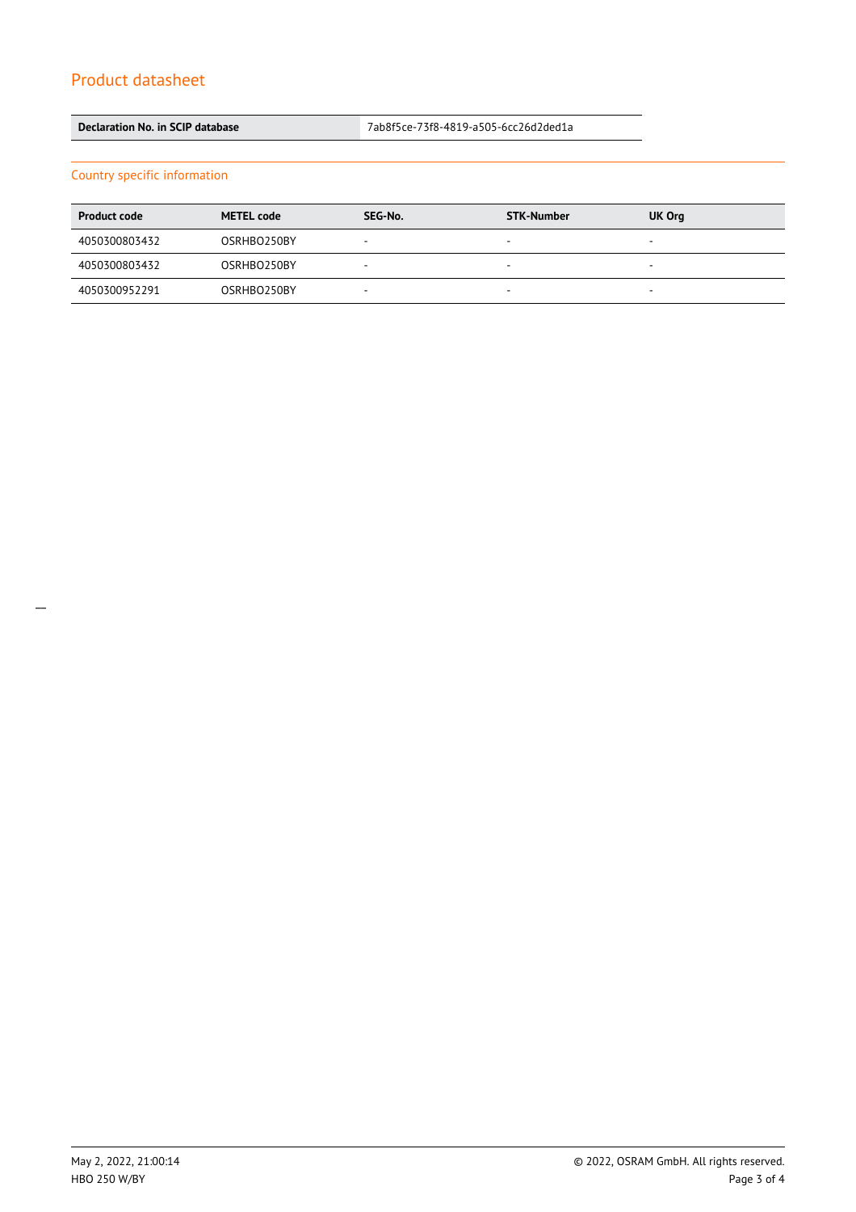| Declaration No. in SCIP database | 7ab8f5ce-73f8-4819-a505-6cc26d2ded1a |
| --- | --- |

## Country specific information

| Product code | METEL code | SEG-No. | STK-Number | UK Org |
| --- | --- | --- | --- | --- |
| 4050300803432 | OSRHBO250BY | - | - | - |
| 4050300803432 | OSRHBO250BY | - | - | - |
| 4050300952291 | OSRHBO250BY | - | - | - |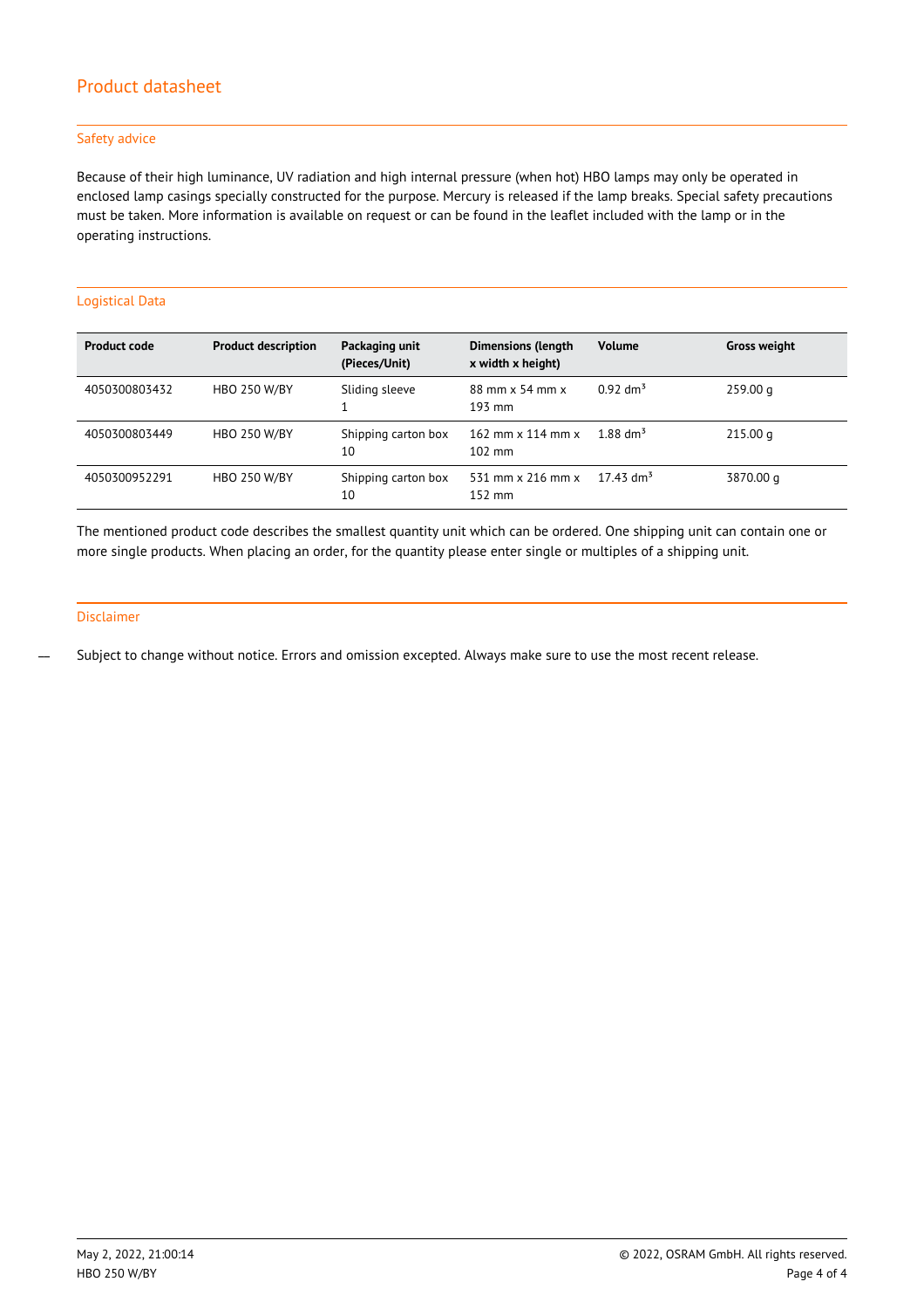# Product datasheet

## Safety advice

Because of their high luminance, UV radiation and high internal pressure (when hot) HBO lamps may only be operated in enclosed lamp casings specially constructed for the purpose. Mercury is released if the lamp breaks. Special safety precautions must be taken. More information is available on request or can be found in the leaflet included with the lamp or in the operating instructions.

## Logistical Data

| Product code | Product description | Packaging unit (Pieces/Unit) | Dimensions (length x width x height) | Volume | Gross weight |
|---|---|---|---|---|---|
| 4050300803432 | HBO 250 W/BY | Sliding sleeve 1 | 88 mm x 54 mm x 193 mm | 0.92 $dm^3$ | 259.00 g |
| 4050300803449 | HBO 250 W/BY | Shipping carton box 10 | 162 mm x 114 mm x 102 mm | 1.88 $dm^3$ | 215.00 g |
| 4050300952291 | HBO 250 W/BY | Shipping carton box 10 | 531 mm x 216 mm x 152 mm | 17.43 $dm^3$ | 3870.00 g |

The mentioned product code describes the smallest quantity unit which can be ordered. One shipping unit can contain one or more single products. When placing an order, for the quantity please enter single or multiples of a shipping unit.

## Disclaimer

Subject to change without notice. Errors and omission excepted. Always make sure to use the most recent release.